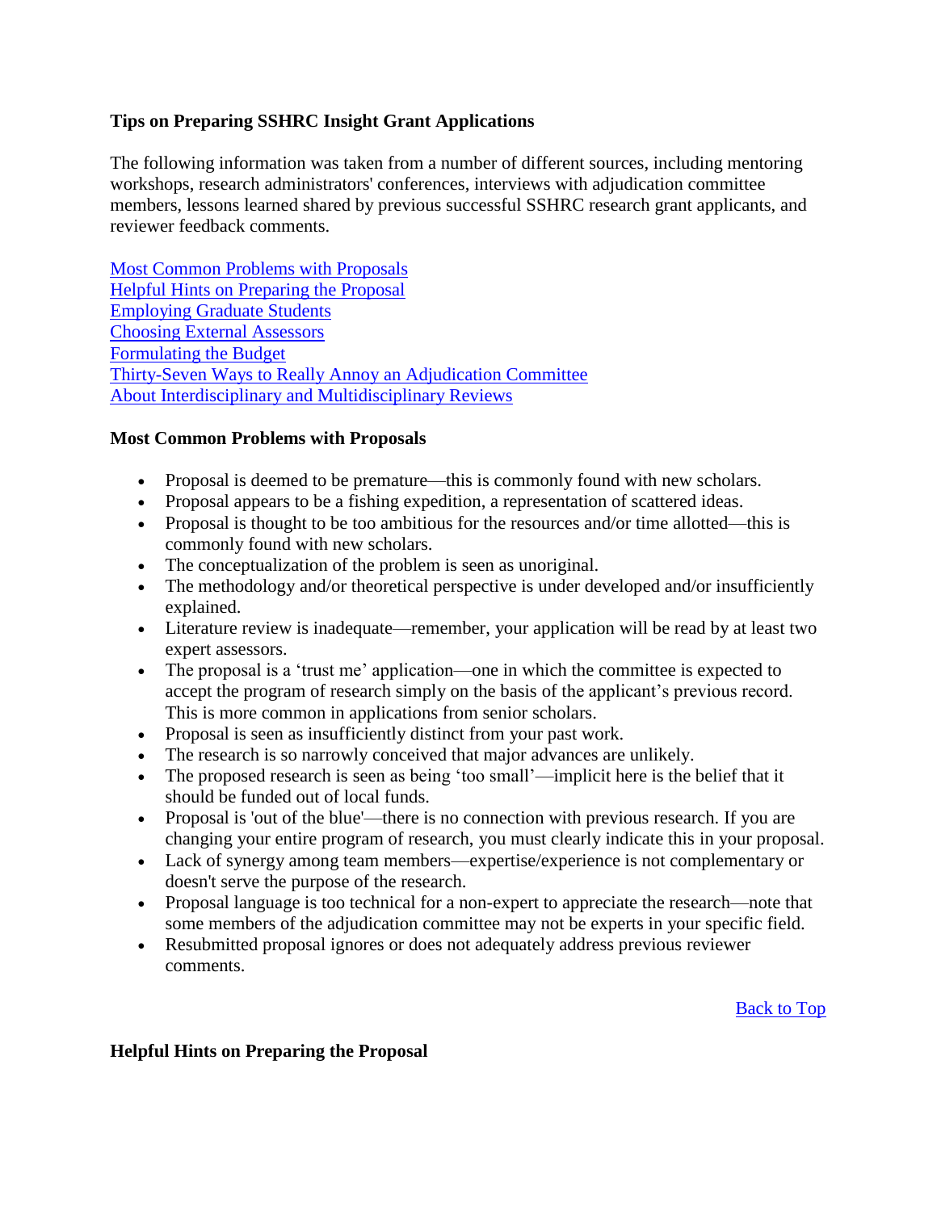## Tips on Preparing SSHRC Insight Grant Applications

The following information was taken from a number of different sources, including mentoring workshops, research administrators' conferences, interviews with adjudication committee members, lessons learned shared by previous successful SSHRC research grant applicants, and reviewer feedback comments.

[Most Common Problems with Proposals](#most-common-problems-with-proposals)
[Helpful Hints on Preparing the Proposal](#helpful-hints-on-preparing-the-proposal)
[Employing Graduate Students](#employing-graduate-students)
[Choosing External Assessors](#choosing-external-assessors)
[Formulating the Budget](#formulating-the-budget)
[Thirty-Seven Ways to Really Annoy an Adjudication Committee](#thirty-seven-ways-to-really-annoy-an-adjudication-committee)
[About Interdisciplinary and Multidisciplinary Reviews](#about-interdisciplinary-and-multidisciplinary-reviews)

### Most Common Problems with Proposals

- Proposal is deemed to be premature—this is commonly found with new scholars.
- Proposal appears to be a fishing expedition, a representation of scattered ideas.
- Proposal is thought to be too ambitious for the resources and/or time allotted—this is commonly found with new scholars.
- The conceptualization of the problem is seen as unoriginal.
- The methodology and/or theoretical perspective is under developed and/or insufficiently explained.
- Literature review is inadequate—remember, your application will be read by at least two expert assessors.
- The proposal is a 'trust me' application—one in which the committee is expected to accept the program of research simply on the basis of the applicant's previous record. This is more common in applications from senior scholars.
- Proposal is seen as insufficiently distinct from your past work.
- The research is so narrowly conceived that major advances are unlikely.
- The proposed research is seen as being 'too small'—implicit here is the belief that it should be funded out of local funds.
- Proposal is 'out of the blue'—there is no connection with previous research. If you are changing your entire program of research, you must clearly indicate this in your proposal.
- Lack of synergy among team members—expertise/experience is not complementary or doesn't serve the purpose of the research.
- Proposal language is too technical for a non-expert to appreciate the research—note that some members of the adjudication committee may not be experts in your specific field.
- Resubmitted proposal ignores or does not adequately address previous reviewer comments.

[Back to Top](#tips-on-preparing-sshrc-insight-grant-applications)

### Helpful Hints on Preparing the Proposal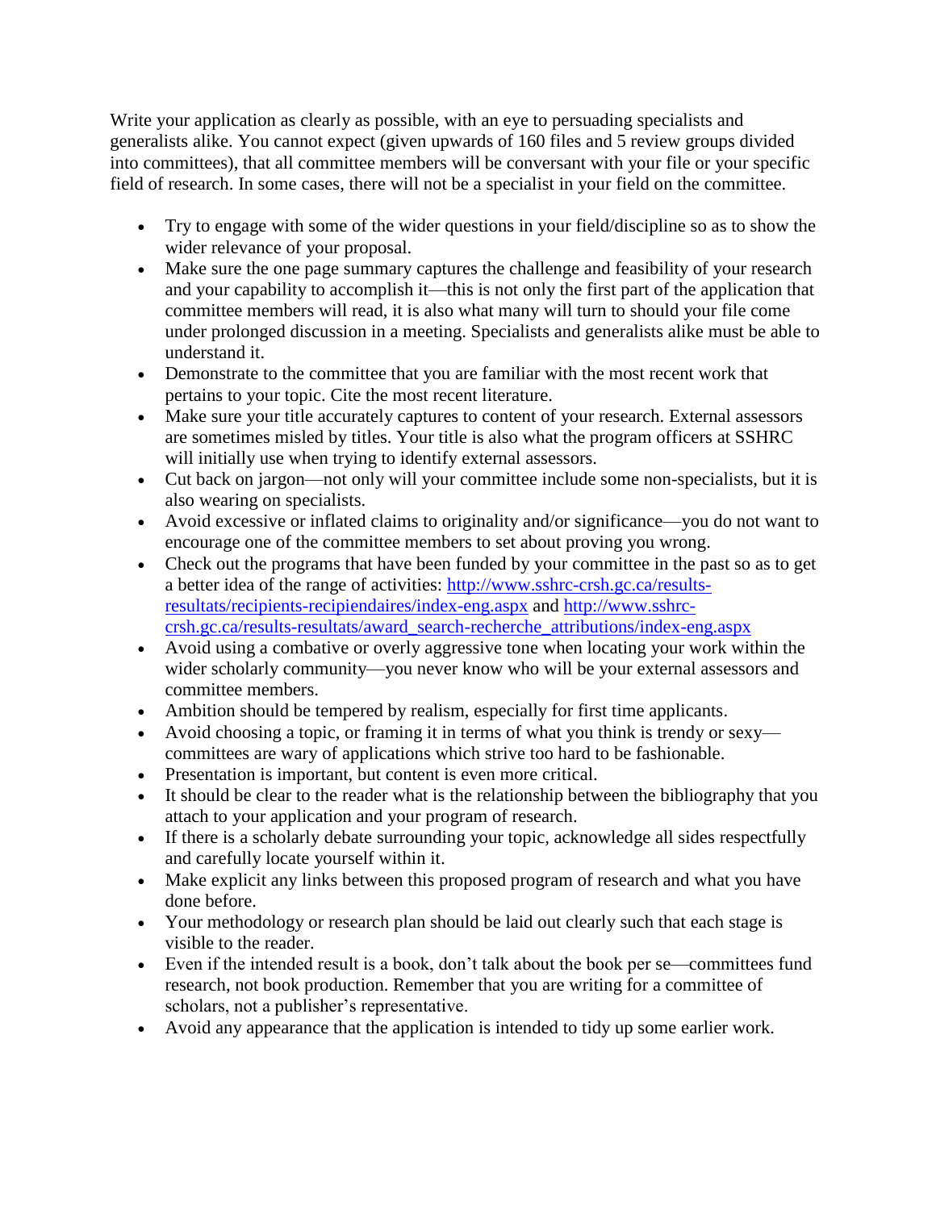Write your application as clearly as possible, with an eye to persuading specialists and generalists alike. You cannot expect (given upwards of 160 files and 5 review groups divided into committees), that all committee members will be conversant with your file or your specific field of research. In some cases, there will not be a specialist in your field on the committee.

- Try to engage with some of the wider questions in your field/discipline so as to show the wider relevance of your proposal.
- Make sure the one page summary captures the challenge and feasibility of your research and your capability to accomplish it—this is not only the first part of the application that committee members will read, it is also what many will turn to should your file come under prolonged discussion in a meeting. Specialists and generalists alike must be able to understand it.
- Demonstrate to the committee that you are familiar with the most recent work that pertains to your topic. Cite the most recent literature.
- Make sure your title accurately captures to content of your research. External assessors are sometimes misled by titles. Your title is also what the program officers at SSHRC will initially use when trying to identify external assessors.
- Cut back on jargon—not only will your committee include some non-specialists, but it is also wearing on specialists.
- Avoid excessive or inflated claims to originality and/or significance—you do not want to encourage one of the committee members to set about proving you wrong.
- Check out the programs that have been funded by your committee in the past so as to get a better idea of the range of activities: [http://www.sshrc-crsh.gc.ca/results-resultats/recipients-recipiendaires/index-eng.aspx](http://www.sshrc-crsh.gc.ca/results-resultats/recipients-recipiendaires/index-eng.aspx) and [http://www.sshrc-crsh.gc.ca/results-resultats/award_search-recherche_attributions/index-eng.aspx](http://www.sshrc-crsh.gc.ca/results-resultats/award_search-recherche_attributions/index-eng.aspx)
- Avoid using a combative or overly aggressive tone when locating your work within the wider scholarly community—you never know who will be your external assessors and committee members.
- Ambition should be tempered by realism, especially for first time applicants.
- Avoid choosing a topic, or framing it in terms of what you think is trendy or sexy—committees are wary of applications which strive too hard to be fashionable.
- Presentation is important, but content is even more critical.
- It should be clear to the reader what is the relationship between the bibliography that you attach to your application and your program of research.
- If there is a scholarly debate surrounding your topic, acknowledge all sides respectfully and carefully locate yourself within it.
- Make explicit any links between this proposed program of research and what you have done before.
- Your methodology or research plan should be laid out clearly such that each stage is visible to the reader.
- Even if the intended result is a book, don't talk about the book per se—committees fund research, not book production. Remember that you are writing for a committee of scholars, not a publisher's representative.
- Avoid any appearance that the application is intended to tidy up some earlier work.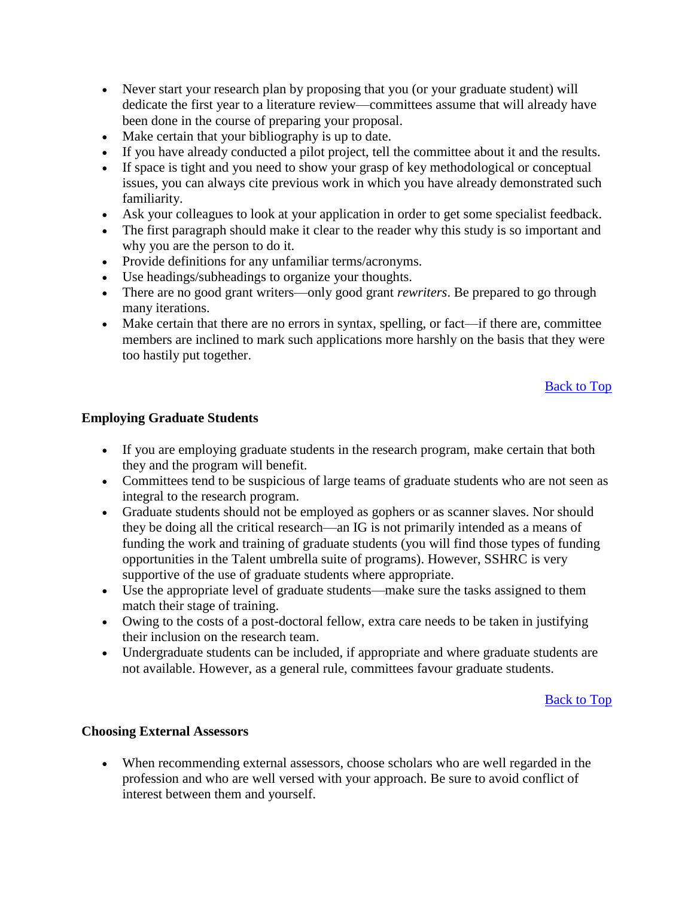- Never start your research plan by proposing that you (or your graduate student) will dedicate the first year to a literature review—committees assume that will already have been done in the course of preparing your proposal.
- Make certain that your bibliography is up to date.
- If you have already conducted a pilot project, tell the committee about it and the results.
- If space is tight and you need to show your grasp of key methodological or conceptual issues, you can always cite previous work in which you have already demonstrated such familiarity.
- Ask your colleagues to look at your application in order to get some specialist feedback.
- The first paragraph should make it clear to the reader why this study is so important and why you are the person to do it.
- Provide definitions for any unfamiliar terms/acronyms.
- Use headings/subheadings to organize your thoughts.
- There are no good grant writers—only good grant *rewriters*. Be prepared to go through many iterations.
- Make certain that there are no errors in syntax, spelling, or fact—if there are, committee members are inclined to mark such applications more harshly on the basis that they were too hastily put together.

Back to Top

**Employing Graduate Students**

- If you are employing graduate students in the research program, make certain that both they and the program will benefit.
- Committees tend to be suspicious of large teams of graduate students who are not seen as integral to the research program.
- Graduate students should not be employed as gophers or as scanner slaves. Nor should they be doing all the critical research—an IG is not primarily intended as a means of funding the work and training of graduate students (you will find those types of funding opportunities in the Talent umbrella suite of programs). However, SSHRC is very supportive of the use of graduate students where appropriate.
- Use the appropriate level of graduate students—make sure the tasks assigned to them match their stage of training.
- Owing to the costs of a post-doctoral fellow, extra care needs to be taken in justifying their inclusion on the research team.
- Undergraduate students can be included, if appropriate and where graduate students are not available. However, as a general rule, committees favour graduate students.

Back to Top

**Choosing External Assessors**

- When recommending external assessors, choose scholars who are well regarded in the profession and who are well versed with your approach. Be sure to avoid conflict of interest between them and yourself.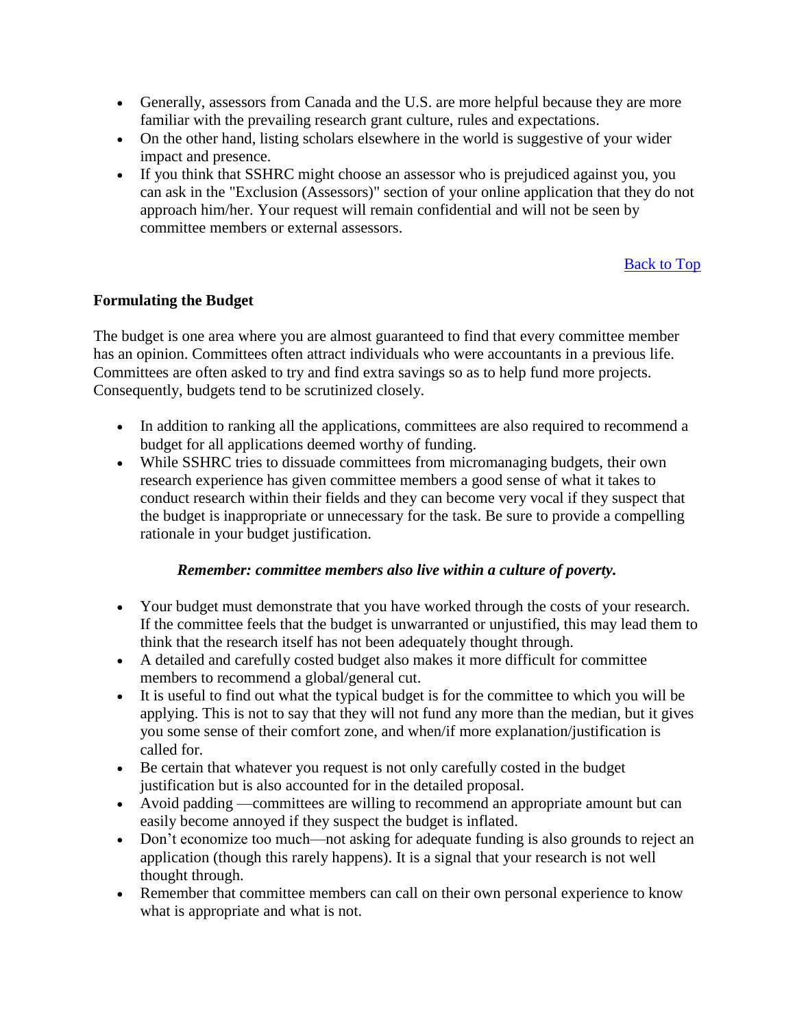- Generally, assessors from Canada and the U.S. are more helpful because they are more familiar with the prevailing research grant culture, rules and expectations.
- On the other hand, listing scholars elsewhere in the world is suggestive of your wider impact and presence.
- If you think that SSHRC might choose an assessor who is prejudiced against you, you can ask in the "Exclusion (Assessors)" section of your online application that they do not approach him/her. Your request will remain confidential and will not be seen by committee members or external assessors.

Back to Top

**Formulating the Budget**

The budget is one area where you are almost guaranteed to find that every committee member has an opinion. Committees often attract individuals who were accountants in a previous life. Committees are often asked to try and find extra savings so as to help fund more projects. Consequently, budgets tend to be scrutinized closely.

- In addition to ranking all the applications, committees are also required to recommend a budget for all applications deemed worthy of funding.
- While SSHRC tries to dissuade committees from micromanaging budgets, their own research experience has given committee members a good sense of what it takes to conduct research within their fields and they can become very vocal if they suspect that the budget is inappropriate or unnecessary for the task. Be sure to provide a compelling rationale in your budget justification.

***Remember: committee members also live within a culture of poverty.***

- Your budget must demonstrate that you have worked through the costs of your research. If the committee feels that the budget is unwarranted or unjustified, this may lead them to think that the research itself has not been adequately thought through.
- A detailed and carefully costed budget also makes it more difficult for committee members to recommend a global/general cut.
- It is useful to find out what the typical budget is for the committee to which you will be applying. This is not to say that they will not fund any more than the median, but it gives you some sense of their comfort zone, and when/if more explanation/justification is called for.
- Be certain that whatever you request is not only carefully costed in the budget justification but is also accounted for in the detailed proposal.
- Avoid padding —committees are willing to recommend an appropriate amount but can easily become annoyed if they suspect the budget is inflated.
- Don't economize too much—not asking for adequate funding is also grounds to reject an application (though this rarely happens). It is a signal that your research is not well thought through.
- Remember that committee members can call on their own personal experience to know what is appropriate and what is not.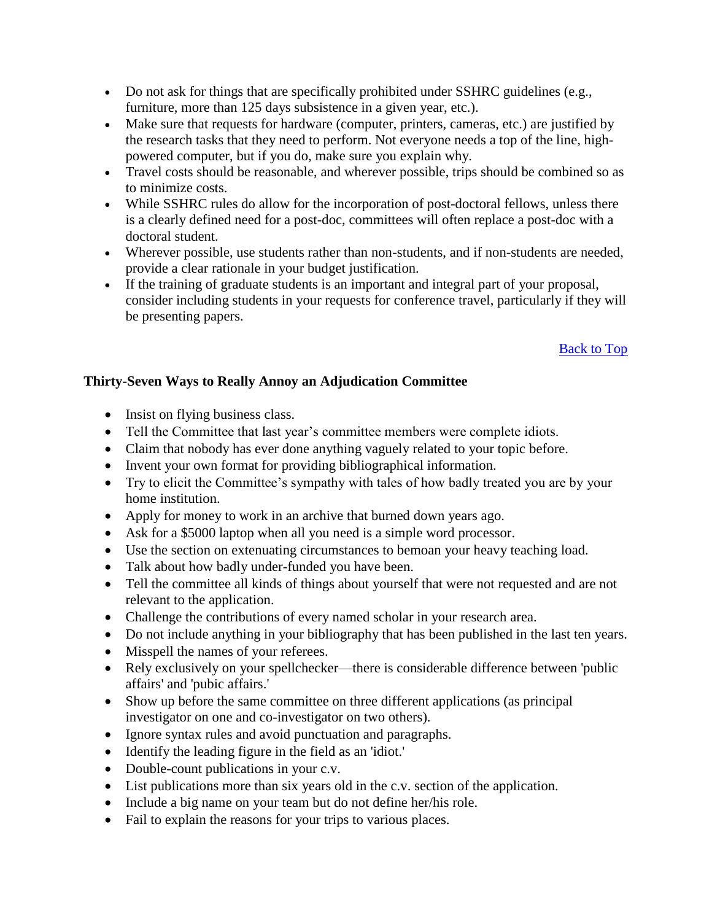- Do not ask for things that are specifically prohibited under SSHRC guidelines (e.g., furniture, more than 125 days subsistence in a given year, etc.).
- Make sure that requests for hardware (computer, printers, cameras, etc.) are justified by the research tasks that they need to perform. Not everyone needs a top of the line, high-powered computer, but if you do, make sure you explain why.
- Travel costs should be reasonable, and wherever possible, trips should be combined so as to minimize costs.
- While SSHRC rules do allow for the incorporation of post-doctoral fellows, unless there is a clearly defined need for a post-doc, committees will often replace a post-doc with a doctoral student.
- Wherever possible, use students rather than non-students, and if non-students are needed, provide a clear rationale in your budget justification.
- If the training of graduate students is an important and integral part of your proposal, consider including students in your requests for conference travel, particularly if they will be presenting papers.

Back to Top

**Thirty-Seven Ways to Really Annoy an Adjudication Committee**

- Insist on flying business class.
- Tell the Committee that last year's committee members were complete idiots.
- Claim that nobody has ever done anything vaguely related to your topic before.
- Invent your own format for providing bibliographical information.
- Try to elicit the Committee's sympathy with tales of how badly treated you are by your home institution.
- Apply for money to work in an archive that burned down years ago.
- Ask for a $5000 laptop when all you need is a simple word processor.
- Use the section on extenuating circumstances to bemoan your heavy teaching load.
- Talk about how badly under-funded you have been.
- Tell the committee all kinds of things about yourself that were not requested and are not relevant to the application.
- Challenge the contributions of every named scholar in your research area.
- Do not include anything in your bibliography that has been published in the last ten years.
- Misspell the names of your referees.
- Rely exclusively on your spellchecker—there is considerable difference between 'public affairs' and 'pubic affairs.'
- Show up before the same committee on three different applications (as principal investigator on one and co-investigator on two others).
- Ignore syntax rules and avoid punctuation and paragraphs.
- Identify the leading figure in the field as an 'idiot.'
- Double-count publications in your c.v.
- List publications more than six years old in the c.v. section of the application.
- Include a big name on your team but do not define her/his role.
- Fail to explain the reasons for your trips to various places.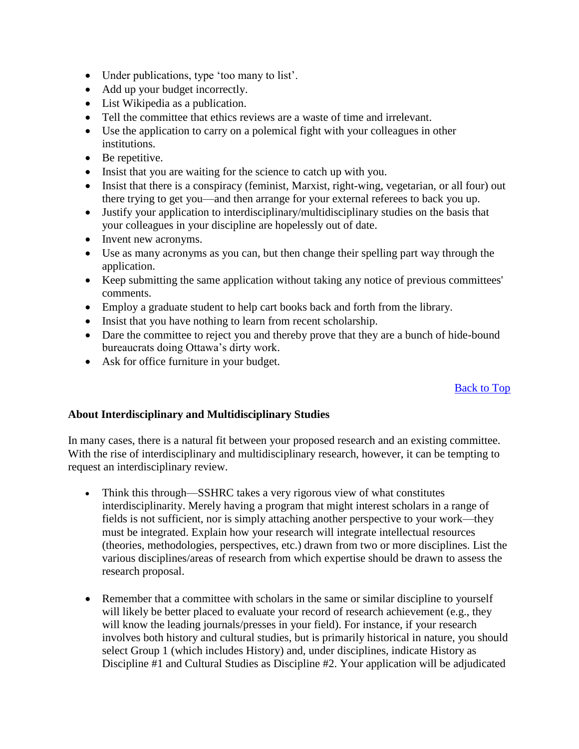- Under publications, type 'too many to list'.
- Add up your budget incorrectly.
- List Wikipedia as a publication.
- Tell the committee that ethics reviews are a waste of time and irrelevant.
- Use the application to carry on a polemical fight with your colleagues in other institutions.
- Be repetitive.
- Insist that you are waiting for the science to catch up with you.
- Insist that there is a conspiracy (feminist, Marxist, right-wing, vegetarian, or all four) out there trying to get you—and then arrange for your external referees to back you up.
- Justify your application to interdisciplinary/multidisciplinary studies on the basis that your colleagues in your discipline are hopelessly out of date.
- Invent new acronyms.
- Use as many acronyms as you can, but then change their spelling part way through the application.
- Keep submitting the same application without taking any notice of previous committees' comments.
- Employ a graduate student to help cart books back and forth from the library.
- Insist that you have nothing to learn from recent scholarship.
- Dare the committee to reject you and thereby prove that they are a bunch of hide-bound bureaucrats doing Ottawa's dirty work.
- Ask for office furniture in your budget.

Back to Top

**About Interdisciplinary and Multidisciplinary Studies**

In many cases, there is a natural fit between your proposed research and an existing committee. With the rise of interdisciplinary and multidisciplinary research, however, it can be tempting to request an interdisciplinary review.

- Think this through—SSHRC takes a very rigorous view of what constitutes interdisciplinarity. Merely having a program that might interest scholars in a range of fields is not sufficient, nor is simply attaching another perspective to your work—they must be integrated. Explain how your research will integrate intellectual resources (theories, methodologies, perspectives, etc.) drawn from two or more disciplines. List the various disciplines/areas of research from which expertise should be drawn to assess the research proposal.

- Remember that a committee with scholars in the same or similar discipline to yourself will likely be better placed to evaluate your record of research achievement (e.g., they will know the leading journals/presses in your field). For instance, if your research involves both history and cultural studies, but is primarily historical in nature, you should select Group 1 (which includes History) and, under disciplines, indicate History as Discipline #1 and Cultural Studies as Discipline #2. Your application will be adjudicated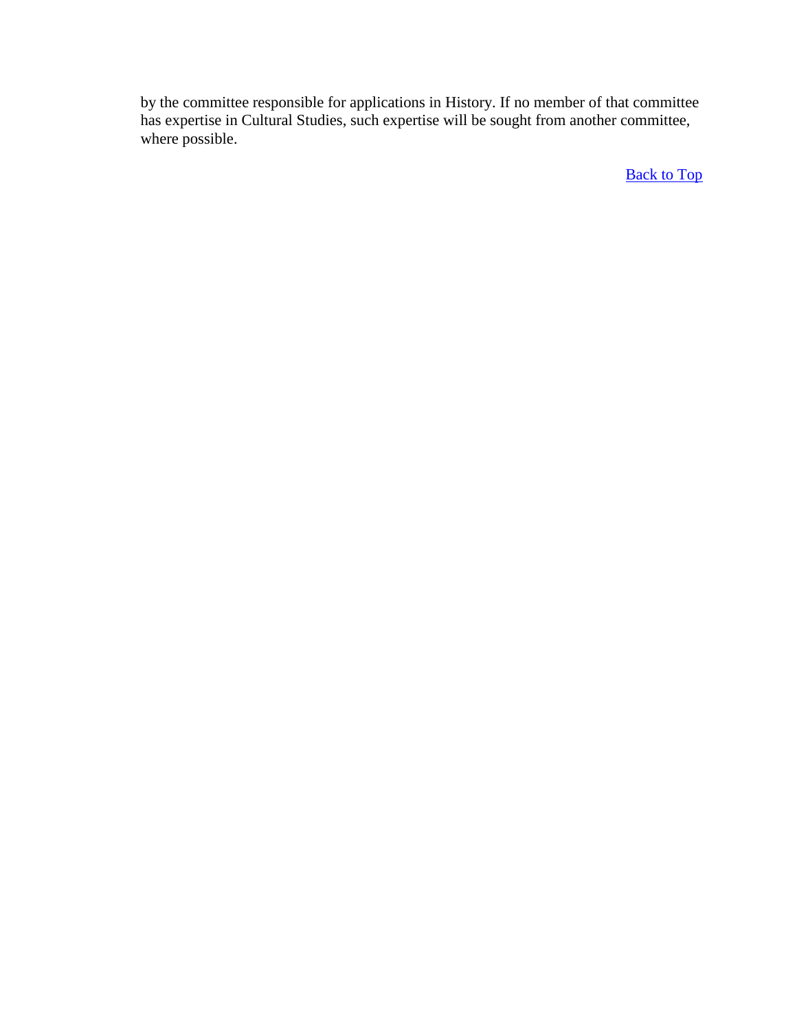by the committee responsible for applications in History. If no member of that committee has expertise in Cultural Studies, such expertise will be sought from another committee, where possible.

Back to Top